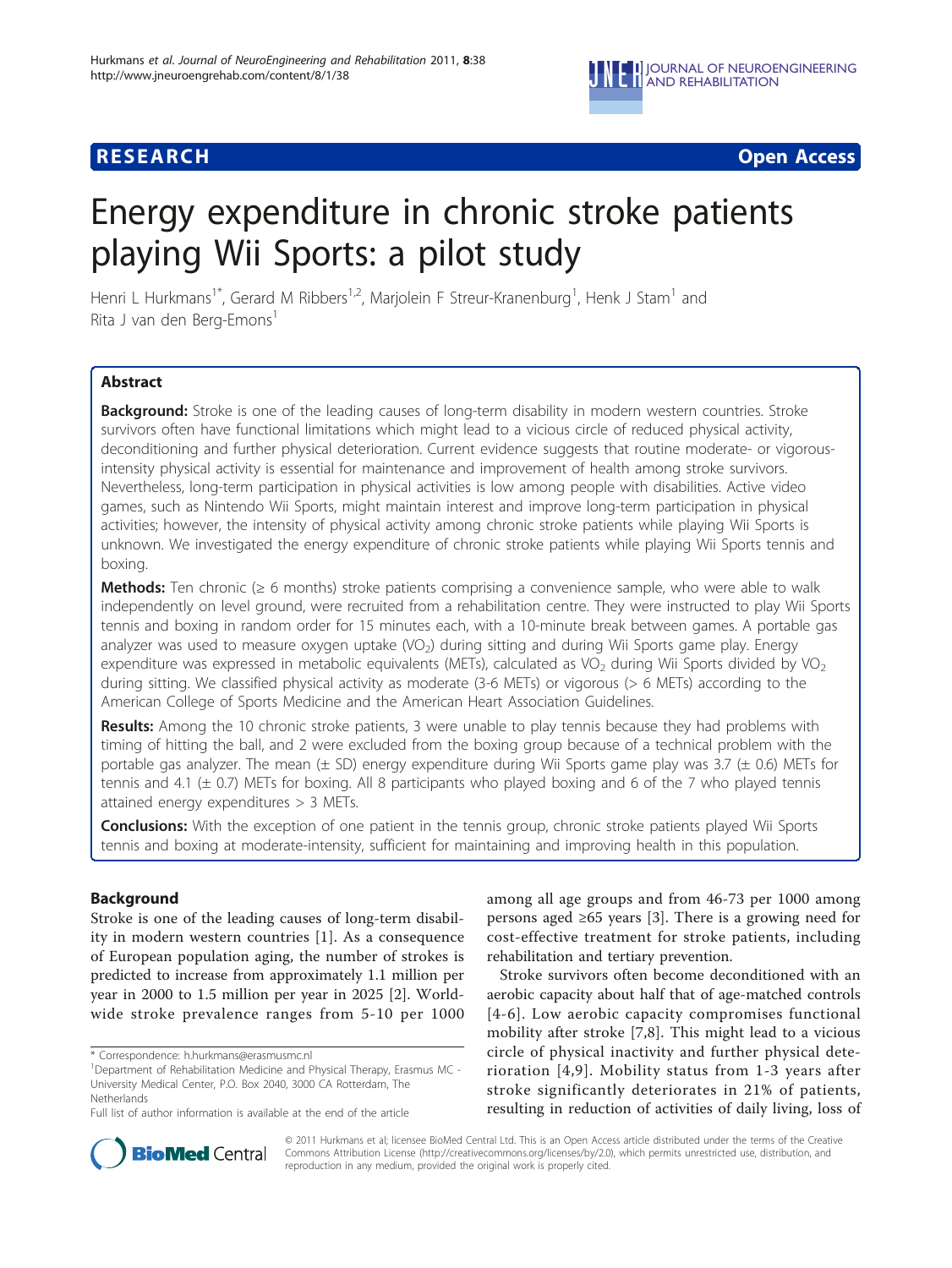**RESEARCH** **Open Access**

# Energy expenditure in chronic stroke patients playing Wii Sports: a pilot study

Henri L Hurkmans[1*], Gerard M Ribbers[1,2], Marjolein F Streur-Kranenburg[1], Henk J Stam[1] and Rita J van den Berg-Emons[1]

## Abstract

**Background:** Stroke is one of the leading causes of long-term disability in modern western countries. Stroke survivors often have functional limitations which might lead to a vicious circle of reduced physical activity, deconditioning and further physical deterioration. Current evidence suggests that routine moderate- or vigorous-intensity physical activity is essential for maintenance and improvement of health among stroke survivors. Nevertheless, long-term participation in physical activities is low among people with disabilities. Active video games, such as Nintendo Wii Sports, might maintain interest and improve long-term participation in physical activities; however, the intensity of physical activity among chronic stroke patients while playing Wii Sports is unknown. We investigated the energy expenditure of chronic stroke patients while playing Wii Sports tennis and boxing.

**Methods:** Ten chronic (≥ 6 months) stroke patients comprising a convenience sample, who were able to walk independently on level ground, were recruited from a rehabilitation centre. They were instructed to play Wii Sports tennis and boxing in random order for 15 minutes each, with a 10-minute break between games. A portable gas analyzer was used to measure oxygen uptake ($VO_2$) during sitting and during Wii Sports game play. Energy expenditure was expressed in metabolic equivalents (METs), calculated as $VO_2$ during Wii Sports divided by $VO_2$ during sitting. We classified physical activity as moderate (3-6 METs) or vigorous (> 6 METs) according to the American College of Sports Medicine and the American Heart Association Guidelines.

**Results:** Among the 10 chronic stroke patients, 3 were unable to play tennis because they had problems with timing of hitting the ball, and 2 were excluded from the boxing group because of a technical problem with the portable gas analyzer. The mean (± SD) energy expenditure during Wii Sports game play was 3.7 (± 0.6) METs for tennis and 4.1 (± 0.7) METs for boxing. All 8 participants who played boxing and 6 of the 7 who played tennis attained energy expenditures > 3 METs.

**Conclusions:** With the exception of one patient in the tennis group, chronic stroke patients played Wii Sports tennis and boxing at moderate-intensity, sufficient for maintaining and improving health in this population.

## Background

Stroke is one of the leading causes of long-term disability in modern western countries [1]. As a consequence of European population aging, the number of strokes is predicted to increase from approximately 1.1 million per year in 2000 to 1.5 million per year in 2025 [2]. World-wide stroke prevalence ranges from 5-10 per 1000 among all age groups and from 46-73 per 1000 among persons aged ≥65 years [3]. There is a growing need for cost-effective treatment for stroke patients, including rehabilitation and tertiary prevention.

Stroke survivors often become deconditioned with an aerobic capacity about half that of age-matched controls [4-6]. Low aerobic capacity compromises functional mobility after stroke [7,8]. This might lead to a vicious circle of physical inactivity and further physical deterioration [4,9]. Mobility status from 1-3 years after stroke significantly deteriorates in 21% of patients, resulting in reduction of activities of daily living, loss of

\* Correspondence: h.hurkmans@erasmusmc.nl

[1]Department of Rehabilitation Medicine and Physical Therapy, Erasmus MC - University Medical Center, P.O. Box 2040, 3000 CA Rotterdam, The Netherlands

Full list of author information is available at the end of the article

© 2011 Hurkmans et al; licensee BioMed Central Ltd. This is an Open Access article distributed under the terms of the Creative Commons Attribution License (http://creativecommons.org/licenses/by/2.0), which permits unrestricted use, distribution, and reproduction in any medium, provided the original work is properly cited.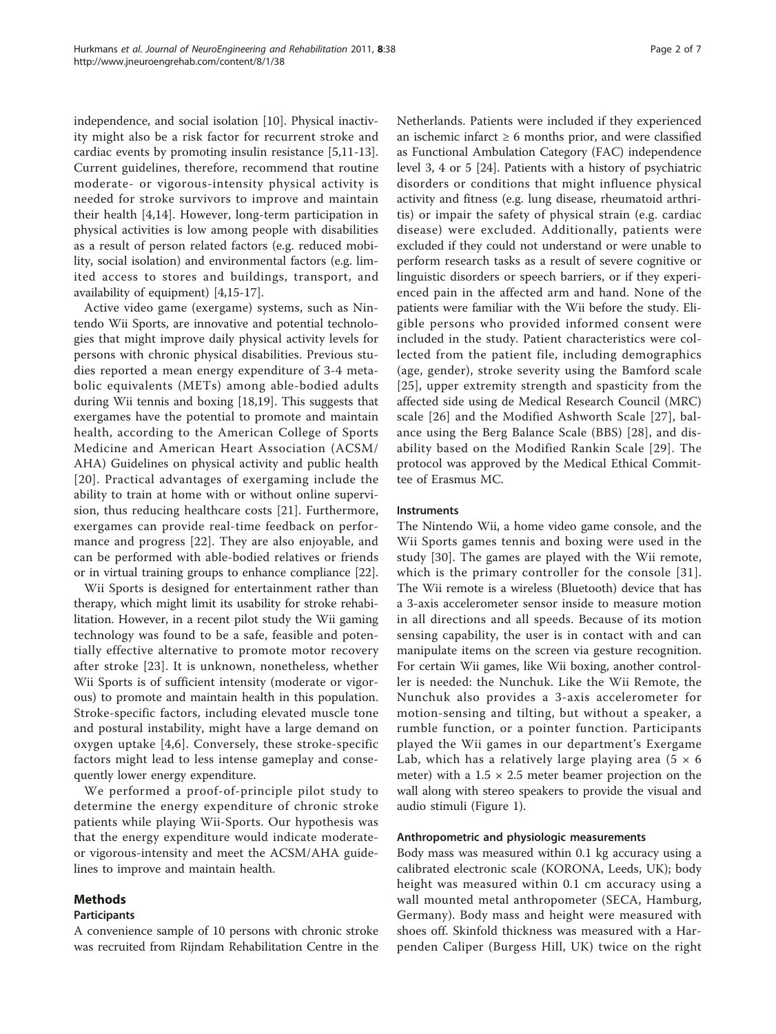independence, and social isolation [10]. Physical inactivity might also be a risk factor for recurrent stroke and cardiac events by promoting insulin resistance [5,11-13]. Current guidelines, therefore, recommend that routine moderate- or vigorous-intensity physical activity is needed for stroke survivors to improve and maintain their health [4,14]. However, long-term participation in physical activities is low among people with disabilities as a result of person related factors (e.g. reduced mobility, social isolation) and environmental factors (e.g. limited access to stores and buildings, transport, and availability of equipment) [4,15-17].

Active video game (exergame) systems, such as Nintendo Wii Sports, are innovative and potential technologies that might improve daily physical activity levels for persons with chronic physical disabilities. Previous studies reported a mean energy expenditure of 3-4 metabolic equivalents (METs) among able-bodied adults during Wii tennis and boxing [18,19]. This suggests that exergames have the potential to promote and maintain health, according to the American College of Sports Medicine and American Heart Association (ACSM/AHA) Guidelines on physical activity and public health [20]. Practical advantages of exergaming include the ability to train at home with or without online supervision, thus reducing healthcare costs [21]. Furthermore, exergames can provide real-time feedback on performance and progress [22]. They are also enjoyable, and can be performed with able-bodied relatives or friends or in virtual training groups to enhance compliance [22].

Wii Sports is designed for entertainment rather than therapy, which might limit its usability for stroke rehabilitation. However, in a recent pilot study the Wii gaming technology was found to be a safe, feasible and potentially effective alternative to promote motor recovery after stroke [23]. It is unknown, nonetheless, whether Wii Sports is of sufficient intensity (moderate or vigorous) to promote and maintain health in this population. Stroke-specific factors, including elevated muscle tone and postural instability, might have a large demand on oxygen uptake [4,6]. Conversely, these stroke-specific factors might lead to less intense gameplay and consequently lower energy expenditure.

We performed a proof-of-principle pilot study to determine the energy expenditure of chronic stroke patients while playing Wii-Sports. Our hypothesis was that the energy expenditure would indicate moderate- or vigorous-intensity and meet the ACSM/AHA guidelines to improve and maintain health.

## Methods

### Participants

A convenience sample of 10 persons with chronic stroke was recruited from Rijndam Rehabilitation Centre in the Netherlands. Patients were included if they experienced an ischemic infarct ≥ 6 months prior, and were classified as Functional Ambulation Category (FAC) independence level 3, 4 or 5 [24]. Patients with a history of psychiatric disorders or conditions that might influence physical activity and fitness (e.g. lung disease, rheumatoid arthritis) or impair the safety of physical strain (e.g. cardiac disease) were excluded. Additionally, patients were excluded if they could not understand or were unable to perform research tasks as a result of severe cognitive or linguistic disorders or speech barriers, or if they experienced pain in the affected arm and hand. None of the patients were familiar with the Wii before the study. Eligible persons who provided informed consent were included in the study. Patient characteristics were collected from the patient file, including demographics (age, gender), stroke severity using the Bamford scale [25], upper extremity strength and spasticity from the affected side using de Medical Research Council (MRC) scale [26] and the Modified Ashworth Scale [27], balance using the Berg Balance Scale (BBS) [28], and disability based on the Modified Rankin Scale [29]. The protocol was approved by the Medical Ethical Committee of Erasmus MC.

### Instruments

The Nintendo Wii, a home video game console, and the Wii Sports games tennis and boxing were used in the study [30]. The games are played with the Wii remote, which is the primary controller for the console [31]. The Wii remote is a wireless (Bluetooth) device that has a 3-axis accelerometer sensor inside to measure motion in all directions and all speeds. Because of its motion sensing capability, the user is in contact with and can manipulate items on the screen via gesture recognition. For certain Wii games, like Wii boxing, another controller is needed: the Nunchuk. Like the Wii Remote, the Nunchuk also provides a 3-axis accelerometer for motion-sensing and tilting, but without a speaker, a rumble function, or a pointer function. Participants played the Wii games in our department's Exergame Lab, which has a relatively large playing area (5 × 6 meter) with a 1.5 × 2.5 meter beamer projection on the wall along with stereo speakers to provide the visual and audio stimuli (Figure 1).

### Anthropometric and physiologic measurements

Body mass was measured within 0.1 kg accuracy using a calibrated electronic scale (KORONA, Leeds, UK); body height was measured within 0.1 cm accuracy using a wall mounted metal anthropometer (SECA, Hamburg, Germany). Body mass and height were measured with shoes off. Skinfold thickness was measured with a Harpenden Caliper (Burgess Hill, UK) twice on the right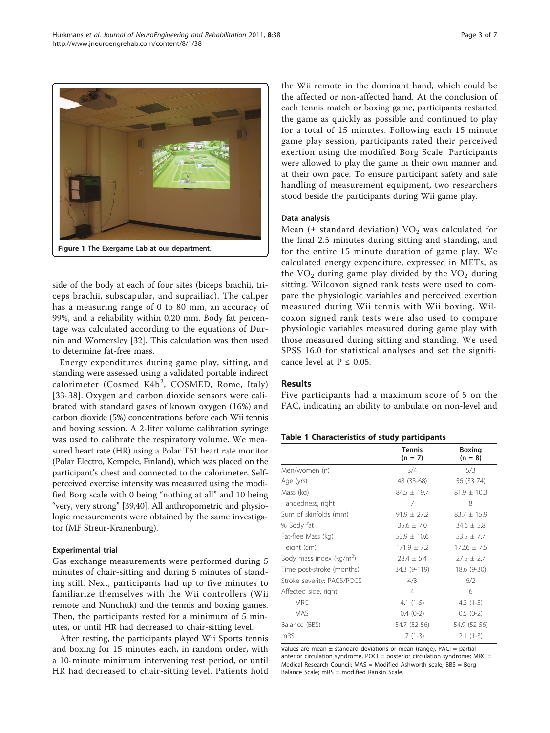Figure 1 The Exergame Lab at our department.

side of the body at each of four sites (biceps brachii, triceps brachii, subscapular, and suprailiac). The caliper has a measuring range of 0 to 80 mm, an accuracy of 99%, and a reliability within 0.20 mm. Body fat percentage was calculated according to the equations of Durnin and Womersley [32]. This calculation was then used to determine fat-free mass.

Energy expenditures during game play, sitting, and standing were assessed using a validated portable indirect calorimeter (Cosmed K4b$^2$, COSMED, Rome, Italy) [33-38]. Oxygen and carbon dioxide sensors were calibrated with standard gases of known oxygen (16%) and carbon dioxide (5%) concentrations before each Wii tennis and boxing session. A 2-liter volume calibration syringe was used to calibrate the respiratory volume. We measured heart rate (HR) using a Polar T61 heart rate monitor (Polar Electro, Kempele, Finland), which was placed on the participant's chest and connected to the calorimeter. Self-perceived exercise intensity was measured using the modified Borg scale with 0 being "nothing at all" and 10 being "very, very strong" [39,40]. All anthropometric and physiologic measurements were obtained by the same investigator (MF Streur-Kranenburg).

### Experimental trial

Gas exchange measurements were performed during 5 minutes of chair-sitting and during 5 minutes of standing still. Next, participants had up to five minutes to familiarize themselves with the Wii controllers (Wii remote and Nunchuk) and the tennis and boxing games. Then, the participants rested for a minimum of 5 minutes, or until HR had decreased to chair-sitting level.

After resting, the participants played Wii Sports tennis and boxing for 15 minutes each, in random order, with a 10-minute minimum intervening rest period, or until HR had decreased to chair-sitting level. Patients hold the Wii remote in the dominant hand, which could be the affected or non-affected hand. At the conclusion of each tennis match or boxing game, participants restarted the game as quickly as possible and continued to play for a total of 15 minutes. Following each 15 minute game play session, participants rated their perceived exertion using the modified Borg Scale. Participants were allowed to play the game in their own manner and at their own pace. To ensure participant safety and safe handling of measurement equipment, two researchers stood beside the participants during Wii game play.

### Data analysis

Mean (± standard deviation) $VO_2$ was calculated for the final 2.5 minutes during sitting and standing, and for the entire 15 minute duration of game play. We calculated energy expenditure, expressed in METs, as the $VO_2$ during game play divided by the $VO_2$ during sitting. Wilcoxon signed rank tests were used to compare the physiologic variables and perceived exertion measured during Wii tennis with Wii boxing. Wilcoxon signed rank tests were also used to compare physiologic variables measured during game play with those measured during sitting and standing. We used SPSS 16.0 for statistical analyses and set the significance level at $P \leq 0.05$.

## Results

Five participants had a maximum score of 5 on the FAC, indicating an ability to ambulate on non-level and

**Table 1 Characteristics of study participants**

| | Tennis (n = 7) | Boxing (n = 8) |
|---|---|---|
| Men/women (n) | 3/4 | 5/3 |
| Age (yrs) | 48 (33-68) | 56 (33-74) |
| Mass (kg) | 84.5 ± 19.7 | 81.9 ± 10.3 |
| Handedness, right | 7 | 8 |
| Sum of skinfolds (mm) | 91.9 ± 27.2 | 83.7 ± 15.9 |
| % Body fat | 35.6 ± 7.0 | 34.6 ± 5.8 |
| Fat-free Mass (kg) | 53.9 ± 10.6 | 53.5 ± 7.7 |
| Height (cm) | 171.9 ± 7.2 | 172.6 ± 7.5 |
| Body mass index (kg/m$^2$) | 28.4 ± 5.4 | 27.5 ± 2.7 |
| Time post-stroke (months) | 34.3 (9-119) | 18.6 (9-30) |
| Stroke severity: PACS/POCS | 4/3 | 6/2 |
| Affected side, right | 4 | 6 |
| MRC | 4.1 (1-5) | 4.3 (1-5) |
| MAS | 0.4 (0-2) | 0.5 (0-2) |
| Balance (BBS) | 54.7 (52-56) | 54.9 (52-56) |
| mRS | 1.7 (1-3) | 2.1 (1-3) |

Values are mean ± standard deviations or mean (range). PACI = partial anterior circulation syndrome, POCI = posterior circulation syndrome; MRC = Medical Research Council; MAS = Modified Ashworth scale; BBS = Berg Balance Scale; mRS = modified Rankin Scale.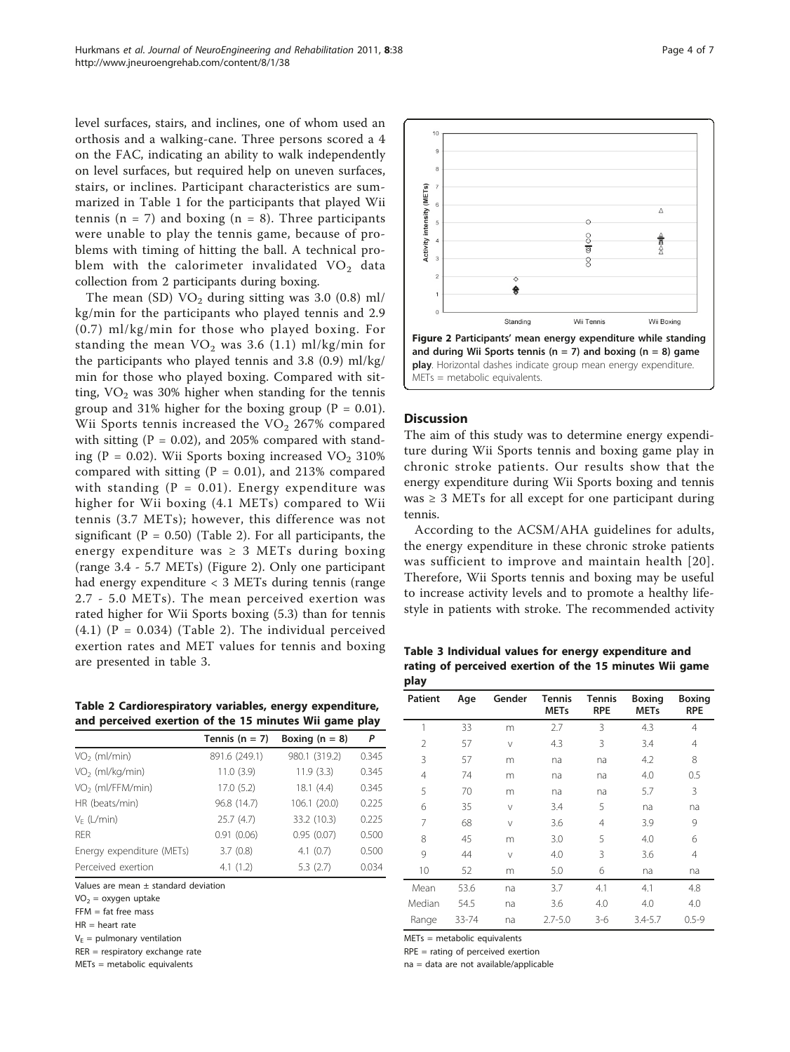level surfaces, stairs, and inclines, one of whom used an orthosis and a walking-cane. Three persons scored a 4 on the FAC, indicating an ability to walk independently on level surfaces, but required help on uneven surfaces, stairs, or inclines. Participant characteristics are summarized in Table 1 for the participants that played Wii tennis (n = 7) and boxing (n = 8). Three participants were unable to play the tennis game, because of problems with timing of hitting the ball. A technical problem with the calorimeter invalidated $VO_2$ data collection from 2 participants during boxing.

The mean (SD) $VO_2$ during sitting was 3.0 (0.8) ml/kg/min for the participants who played tennis and 2.9 (0.7) ml/kg/min for those who played boxing. For standing the mean $VO_2$ was 3.6 (1.1) ml/kg/min for the participants who played tennis and 3.8 (0.9) ml/kg/min for those who played boxing. Compared with sitting, $VO_2$ was 30% higher when standing for the tennis group and 31% higher for the boxing group (P = 0.01). Wii Sports tennis increased the $VO_2$ 267% compared with sitting (P = 0.02), and 205% compared with standing (P = 0.02). Wii Sports boxing increased $VO_2$ 310% compared with sitting (P = 0.01), and 213% compared with standing (P = 0.01). Energy expenditure was higher for Wii boxing (4.1 METs) compared to Wii tennis (3.7 METs); however, this difference was not significant (P = 0.50) (Table 2). For all participants, the energy expenditure was ≥ 3 METs during boxing (range 3.4 - 5.7 METs) (Figure 2). Only one participant had energy expenditure < 3 METs during tennis (range 2.7 - 5.0 METs). The mean perceived exertion was rated higher for Wii Sports boxing (5.3) than for tennis (4.1) (P = 0.034) (Table 2). The individual perceived exertion rates and MET values for tennis and boxing are presented in table 3.

**Table 2 Cardiorespiratory variables, energy expenditure, and perceived exertion of the 15 minutes Wii game play**

| | Tennis (n = 7) | Boxing (n = 8) | P |
|---|---|---|---|
| $VO_2$ (ml/min) | 891.6 (249.1) | 980.1 (319.2) | 0.345 |
| $VO_2$ (ml/kg/min) | 11.0 (3.9) | 11.9 (3.3) | 0.345 |
| $VO_2$ (ml/FFM/min) | 17.0 (5.2) | 18.1 (4.4) | 0.345 |
| HR (beats/min) | 96.8 (14.7) | 106.1 (20.0) | 0.225 |
| $V_E$ (L/min) | 25.7 (4.7) | 33.2 (10.3) | 0.225 |
| RER | 0.91 (0.06) | 0.95 (0.07) | 0.500 |
| Energy expenditure (METs) | 3.7 (0.8) | 4.1 (0.7) | 0.500 |
| Perceived exertion | 4.1 (1.2) | 5.3 (2.7) | 0.034 |

Values are mean ± standard deviation

$VO_2$ = oxygen uptake

FFM = fat free mass

HR = heart rate

$V_E$ = pulmonary ventilation

RER = respiratory exchange rate

METs = metabolic equivalents

**Figure 2 Participants' mean energy expenditure while standing and during Wii Sports tennis (n = 7) and boxing (n = 8) game play**. Horizontal dashes indicate group mean energy expenditure. METs = metabolic equivalents.

## Discussion

The aim of this study was to determine energy expenditure during Wii Sports tennis and boxing game play in chronic stroke patients. Our results show that the energy expenditure during Wii Sports boxing and tennis was ≥ 3 METs for all except for one participant during tennis.

According to the ACSM/AHA guidelines for adults, the energy expenditure in these chronic stroke patients was sufficient to improve and maintain health [20]. Therefore, Wii Sports tennis and boxing may be useful to increase activity levels and to promote a healthy lifestyle in patients with stroke. The recommended activity

**Table 3 Individual values for energy expenditure and rating of perceived exertion of the 15 minutes Wii game play**

| Patient | Age | Gender | Tennis METs | Tennis RPE | Boxing METs | Boxing RPE |
|---|---|---|---|---|---|---|
| 1 | 33 | m | 2.7 | 3 | 4.3 | 4 |
| 2 | 57 | v | 4.3 | 3 | 3.4 | 4 |
| 3 | 57 | m | na | na | 4.2 | 8 |
| 4 | 74 | m | na | na | 4.0 | 0.5 |
| 5 | 70 | m | na | na | 5.7 | 3 |
| 6 | 35 | v | 3.4 | 5 | na | na |
| 7 | 68 | v | 3.6 | 4 | 3.9 | 9 |
| 8 | 45 | m | 3.0 | 5 | 4.0 | 6 |
| 9 | 44 | v | 4.0 | 3 | 3.6 | 4 |
| 10 | 52 | m | 5.0 | 6 | na | na |
| Mean | 53.6 | na | 3.7 | 4.1 | 4.1 | 4.8 |
| Median | 54.5 | na | 3.6 | 4.0 | 4.0 | 4.0 |
| Range | 33-74 | na | 2.7-5.0 | 3-6 | 3.4-5.7 | 0.5-9 |

METs = metabolic equivalents

RPE = rating of perceived exertion

na = data are not available/applicable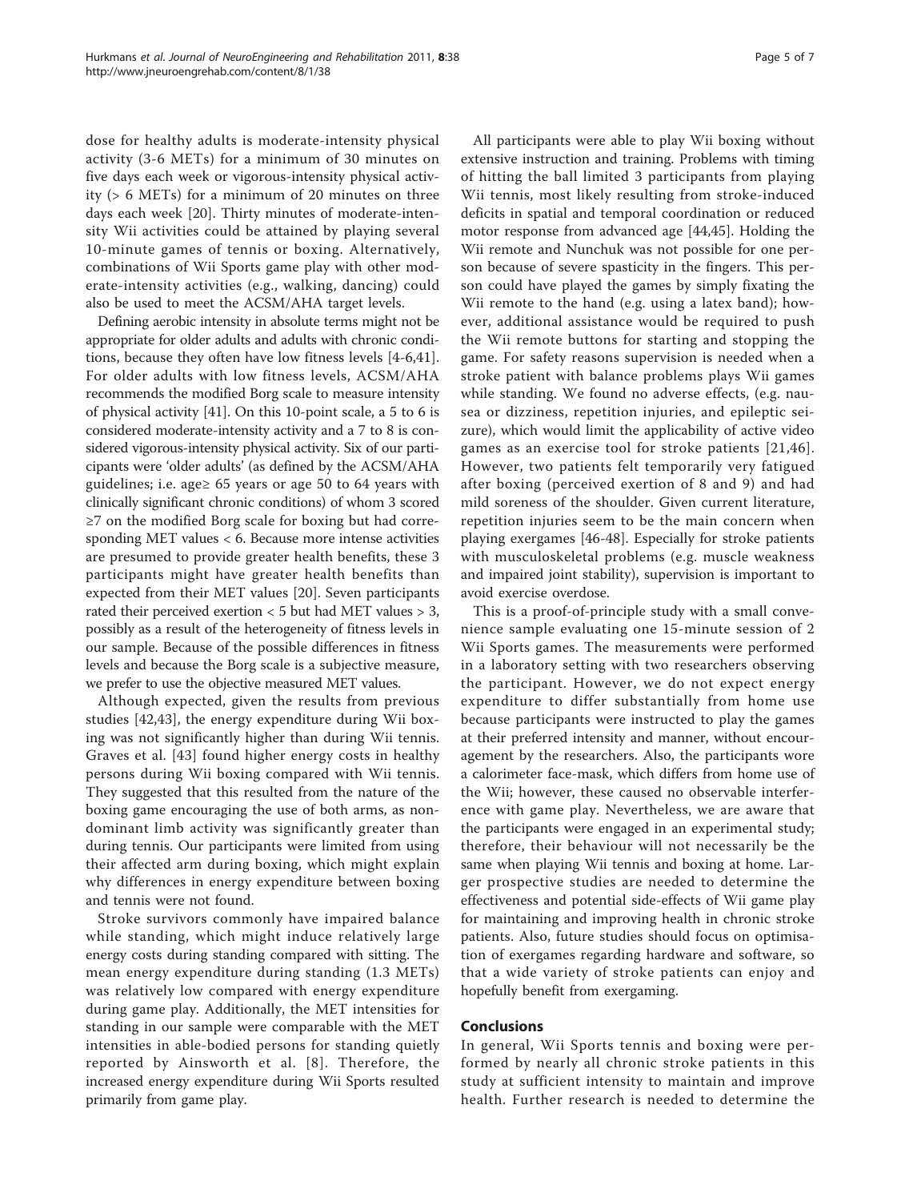dose for healthy adults is moderate-intensity physical activity (3-6 METs) for a minimum of 30 minutes on five days each week or vigorous-intensity physical activity (> 6 METs) for a minimum of 20 minutes on three days each week [20]. Thirty minutes of moderate-intensity Wii activities could be attained by playing several 10-minute games of tennis or boxing. Alternatively, combinations of Wii Sports game play with other moderate-intensity activities (e.g., walking, dancing) could also be used to meet the ACSM/AHA target levels.

Defining aerobic intensity in absolute terms might not be appropriate for older adults and adults with chronic conditions, because they often have low fitness levels [4-6,41]. For older adults with low fitness levels, ACSM/AHA recommends the modified Borg scale to measure intensity of physical activity [41]. On this 10-point scale, a 5 to 6 is considered moderate-intensity activity and a 7 to 8 is considered vigorous-intensity physical activity. Six of our participants were 'older adults' (as defined by the ACSM/AHA guidelines; i.e. age≥ 65 years or age 50 to 64 years with clinically significant chronic conditions) of whom 3 scored ≥7 on the modified Borg scale for boxing but had corresponding MET values < 6. Because more intense activities are presumed to provide greater health benefits, these 3 participants might have greater health benefits than expected from their MET values [20]. Seven participants rated their perceived exertion < 5 but had MET values > 3, possibly as a result of the heterogeneity of fitness levels in our sample. Because of the possible differences in fitness levels and because the Borg scale is a subjective measure, we prefer to use the objective measured MET values.

Although expected, given the results from previous studies [42,43], the energy expenditure during Wii boxing was not significantly higher than during Wii tennis. Graves et al. [43] found higher energy costs in healthy persons during Wii boxing compared with Wii tennis. They suggested that this resulted from the nature of the boxing game encouraging the use of both arms, as non-dominant limb activity was significantly greater than during tennis. Our participants were limited from using their affected arm during boxing, which might explain why differences in energy expenditure between boxing and tennis were not found.

Stroke survivors commonly have impaired balance while standing, which might induce relatively large energy costs during standing compared with sitting. The mean energy expenditure during standing (1.3 METs) was relatively low compared with energy expenditure during game play. Additionally, the MET intensities for standing in our sample were comparable with the MET intensities in able-bodied persons for standing quietly reported by Ainsworth et al. [8]. Therefore, the increased energy expenditure during Wii Sports resulted primarily from game play.

All participants were able to play Wii boxing without extensive instruction and training. Problems with timing of hitting the ball limited 3 participants from playing Wii tennis, most likely resulting from stroke-induced deficits in spatial and temporal coordination or reduced motor response from advanced age [44,45]. Holding the Wii remote and Nunchuk was not possible for one person because of severe spasticity in the fingers. This person could have played the games by simply fixating the Wii remote to the hand (e.g. using a latex band); however, additional assistance would be required to push the Wii remote buttons for starting and stopping the game. For safety reasons supervision is needed when a stroke patient with balance problems plays Wii games while standing. We found no adverse effects, (e.g. nausea or dizziness, repetition injuries, and epileptic seizure), which would limit the applicability of active video games as an exercise tool for stroke patients [21,46]. However, two patients felt temporarily very fatigued after boxing (perceived exertion of 8 and 9) and had mild soreness of the shoulder. Given current literature, repetition injuries seem to be the main concern when playing exergames [46-48]. Especially for stroke patients with musculoskeletal problems (e.g. muscle weakness and impaired joint stability), supervision is important to avoid exercise overdose.

This is a proof-of-principle study with a small convenience sample evaluating one 15-minute session of 2 Wii Sports games. The measurements were performed in a laboratory setting with two researchers observing the participant. However, we do not expect energy expenditure to differ substantially from home use because participants were instructed to play the games at their preferred intensity and manner, without encouragement by the researchers. Also, the participants wore a calorimeter face-mask, which differs from home use of the Wii; however, these caused no observable interference with game play. Nevertheless, we are aware that the participants were engaged in an experimental study; therefore, their behaviour will not necessarily be the same when playing Wii tennis and boxing at home. Larger prospective studies are needed to determine the effectiveness and potential side-effects of Wii game play for maintaining and improving health in chronic stroke patients. Also, future studies should focus on optimisation of exergames regarding hardware and software, so that a wide variety of stroke patients can enjoy and hopefully benefit from exergaming.

## Conclusions

In general, Wii Sports tennis and boxing were performed by nearly all chronic stroke patients in this study at sufficient intensity to maintain and improve health. Further research is needed to determine the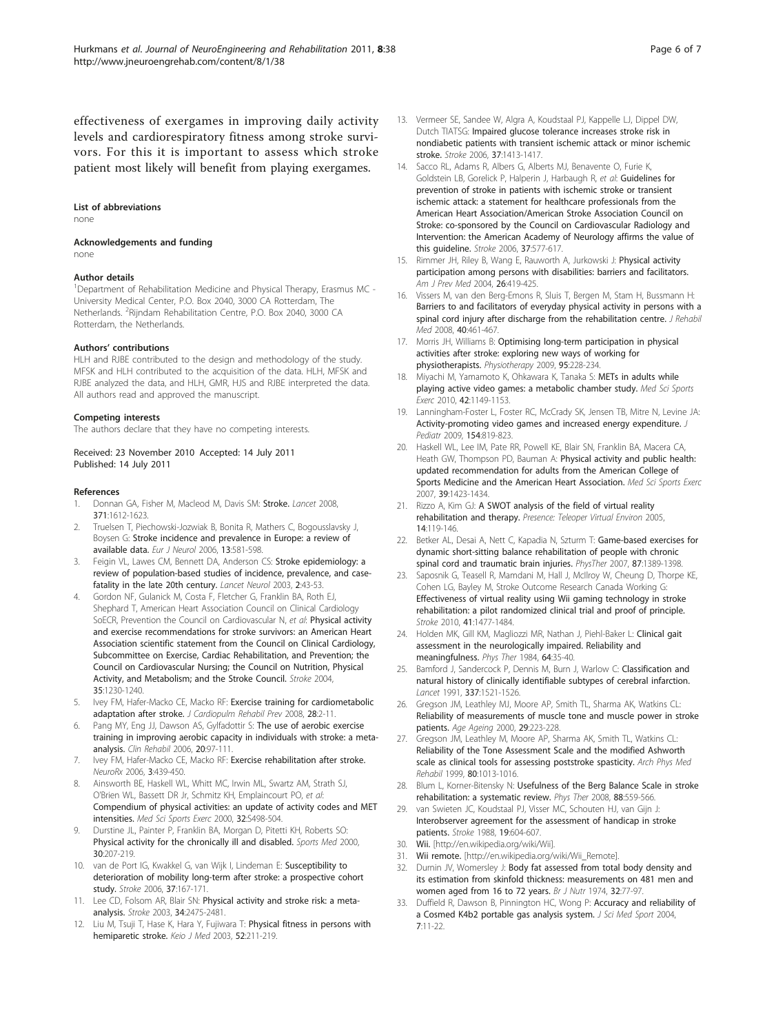effectiveness of exergames in improving daily activity levels and cardiorespiratory fitness among stroke survivors. For this it is important to assess which stroke patient most likely will benefit from playing exergames.

#### List of abbreviations

none

#### Acknowledgements and funding

none

#### Author details

[1]Department of Rehabilitation Medicine and Physical Therapy, Erasmus MC - University Medical Center, P.O. Box 2040, 3000 CA Rotterdam, The Netherlands. [2]Rijndam Rehabilitation Centre, P.O. Box 2040, 3000 CA Rotterdam, the Netherlands.

#### Authors' contributions

HLH and RJBE contributed to the design and methodology of the study. MFSK and HLH contributed to the acquisition of the data. HLH, MFSK and RJBE analyzed the data, and HLH, GMR, HJS and RJBE interpreted the data. All authors read and approved the manuscript.

#### Competing interests

The authors declare that they have no competing interests.

Received: 23 November 2010 Accepted: 14 July 2011
Published: 14 July 2011

#### References

1. Donnan GA, Fisher M, Macleod M, Davis SM: **Stroke.** *Lancet* 2008, **371**:1612-1623.
2. Truelsen T, Piechowski-Jozwiak B, Bonita R, Mathers C, Bogousslavsky J, Boysen G: **Stroke incidence and prevalence in Europe: a review of available data.** *Eur J Neurol* 2006, **13**:581-598.
3. Feigin VL, Lawes CM, Bennett DA, Anderson CS: **Stroke epidemiology: a review of population-based studies of incidence, prevalence, and case-fatality in the late 20th century.** *Lancet Neurol* 2003, **2**:43-53.
4. Gordon NF, Gulanick M, Costa F, Fletcher G, Franklin BA, Roth EJ, Shephard T, American Heart Association Council on Clinical Cardiology SoECR, Prevention the Council on Cardiovascular N, *et al*: **Physical activity and exercise recommendations for stroke survivors: an American Heart Association scientific statement from the Council on Clinical Cardiology, Subcommittee on Exercise, Cardiac Rehabilitation, and Prevention; the Council on Cardiovascular Nursing; the Council on Nutrition, Physical Activity, and Metabolism; and the Stroke Council.** *Stroke* 2004, **35**:1230-1240.
5. Ivey FM, Hafer-Macko CE, Macko RF: **Exercise training for cardiometabolic adaptation after stroke.** *J Cardiopulm Rehabil Prev* 2008, **28**:2-11.
6. Pang MY, Eng JJ, Dawson AS, Gylfadottir S: **The use of aerobic exercise training in improving aerobic capacity in individuals with stroke: a meta-analysis.** *Clin Rehabil* 2006, **20**:97-111.
7. Ivey FM, Hafer-Macko CE, Macko RF: **Exercise rehabilitation after stroke.** *NeuroRx* 2006, **3**:439-450.
8. Ainsworth BE, Haskell WL, Whitt MC, Irwin ML, Swartz AM, Strath SJ, O'Brien WL, Bassett DR Jr, Schmitz KH, Emplaincourt PO, *et al*: **Compendium of physical activities: an update of activity codes and MET intensities.** *Med Sci Sports Exerc* 2000, **32**:S498-504.
9. Durstine JL, Painter P, Franklin BA, Morgan D, Pitetti KH, Roberts SO: **Physical activity for the chronically ill and disabled.** *Sports Med* 2000, **30**:207-219.
10. van de Port IG, Kwakkel G, van Wijk I, Lindeman E: **Susceptibility to deterioration of mobility long-term after stroke: a prospective cohort study.** *Stroke* 2006, **37**:167-171.
11. Lee CD, Folsom AR, Blair SN: **Physical activity and stroke risk: a meta-analysis.** *Stroke* 2003, **34**:2475-2481.
12. Liu M, Tsuji T, Hase K, Hara Y, Fujiwara T: **Physical fitness in persons with hemiparetic stroke.** *Keio J Med* 2003, **52**:211-219.
13. Vermeer SE, Sandee W, Algra A, Koudstaal PJ, Kappelle LJ, Dippel DW, Dutch TIATSG: **Impaired glucose tolerance increases stroke risk in nondiabetic patients with transient ischemic attack or minor ischemic stroke.** *Stroke* 2006, **37**:1413-1417.
14. Sacco RL, Adams R, Albers G, Alberts MJ, Benavente O, Furie K, Goldstein LB, Gorelick P, Halperin J, Harbaugh R, *et al*: **Guidelines for prevention of stroke in patients with ischemic stroke or transient ischemic attack: a statement for healthcare professionals from the American Heart Association/American Stroke Association Council on Stroke: co-sponsored by the Council on Cardiovascular Radiology and Intervention: the American Academy of Neurology affirms the value of this guideline.** *Stroke* 2006, **37**:577-617.
15. Rimmer JH, Riley B, Wang E, Rauworth A, Jurkowski J: **Physical activity participation among persons with disabilities: barriers and facilitators.** *Am J Prev Med* 2004, **26**:419-425.
16. Vissers M, van den Berg-Emons R, Sluis T, Bergen M, Stam H, Bussmann H: **Barriers to and facilitators of everyday physical activity in persons with a spinal cord injury after discharge from the rehabilitation centre.** *J Rehabil Med* 2008, **40**:461-467.
17. Morris JH, Williams B: **Optimising long-term participation in physical activities after stroke: exploring new ways of working for physiotherapists.** *Physiotherapy* 2009, **95**:228-234.
18. Miyachi M, Yamamoto K, Ohkawara K, Tanaka S: **METs in adults while playing active video games: a metabolic chamber study.** *Med Sci Sports Exerc* 2010, **42**:1149-1153.
19. Lanningham-Foster L, Foster RC, McCrady SK, Jensen TB, Mitre N, Levine JA: **Activity-promoting video games and increased energy expenditure.** *J Pediatr* 2009, **154**:819-823.
20. Haskell WL, Lee IM, Pate RR, Powell KE, Blair SN, Franklin BA, Macera CA, Heath GW, Thompson PD, Bauman A: **Physical activity and public health: updated recommendation for adults from the American College of Sports Medicine and the American Heart Association.** *Med Sci Sports Exerc* 2007, **39**:1423-1434.
21. Rizzo A, Kim GJ: **A SWOT analysis of the field of virtual reality rehabilitation and therapy.** *Presence: Teleoper Virtual Environ* 2005, **14**:119-146.
22. Betker AL, Desai A, Nett C, Kapadia N, Szturm T: **Game-based exercises for dynamic short-sitting balance rehabilitation of people with chronic spinal cord and traumatic brain injuries.** *PhysTher* 2007, **87**:1389-1398.
23. Saposnik G, Teasell R, Mamdani M, Hall J, McIlroy W, Cheung D, Thorpe KE, Cohen LG, Bayley M, Stroke Outcome Research Canada Working G: **Effectiveness of virtual reality using Wii gaming technology in stroke rehabilitation: a pilot randomized clinical trial and proof of principle.** *Stroke* 2010, **41**:1477-1484.
24. Holden MK, Gill KM, Magliozzi MR, Nathan J, Piehl-Baker L: **Clinical gait assessment in the neurologically impaired. Reliability and meaningfulness.** *Phys Ther* 1984, **64**:35-40.
25. Bamford J, Sandercock P, Dennis M, Burn J, Warlow C: **Classification and natural history of clinically identifiable subtypes of cerebral infarction.** *Lancet* 1991, **337**:1521-1526.
26. Gregson JM, Leathley MJ, Moore AP, Smith TL, Sharma AK, Watkins CL: **Reliability of measurements of muscle tone and muscle power in stroke patients.** *Age Ageing* 2000, **29**:223-228.
27. Gregson JM, Leathley M, Moore AP, Sharma AK, Smith TL, Watkins CL: **Reliability of the Tone Assessment Scale and the modified Ashworth scale as clinical tools for assessing poststroke spasticity.** *Arch Phys Med Rehabil* 1999, **80**:1013-1016.
28. Blum L, Korner-Bitensky N: **Usefulness of the Berg Balance Scale in stroke rehabilitation: a systematic review.** *Phys Ther* 2008, **88**:559-566.
29. van Swieten JC, Koudstaal PJ, Visser MC, Schouten HJ, van Gijn J: **Interobserver agreement for the assessment of handicap in stroke patients.** *Stroke* 1988, **19**:604-607.
30. **Wii.** [http://en.wikipedia.org/wiki/Wii].
31. **Wii remote.** [http://en.wikipedia.org/wiki/Wii_Remote].
32. Durnin JV, Womersley J: **Body fat assessed from total body density and its estimation from skinfold thickness: measurements on 481 men and women aged from 16 to 72 years.** *Br J Nutr* 1974, **32**:77-97.
33. Duffield R, Dawson B, Pinnington HC, Wong P: **Accuracy and reliability of a Cosmed K4b2 portable gas analysis system.** *J Sci Med Sport* 2004, **7**:11-22.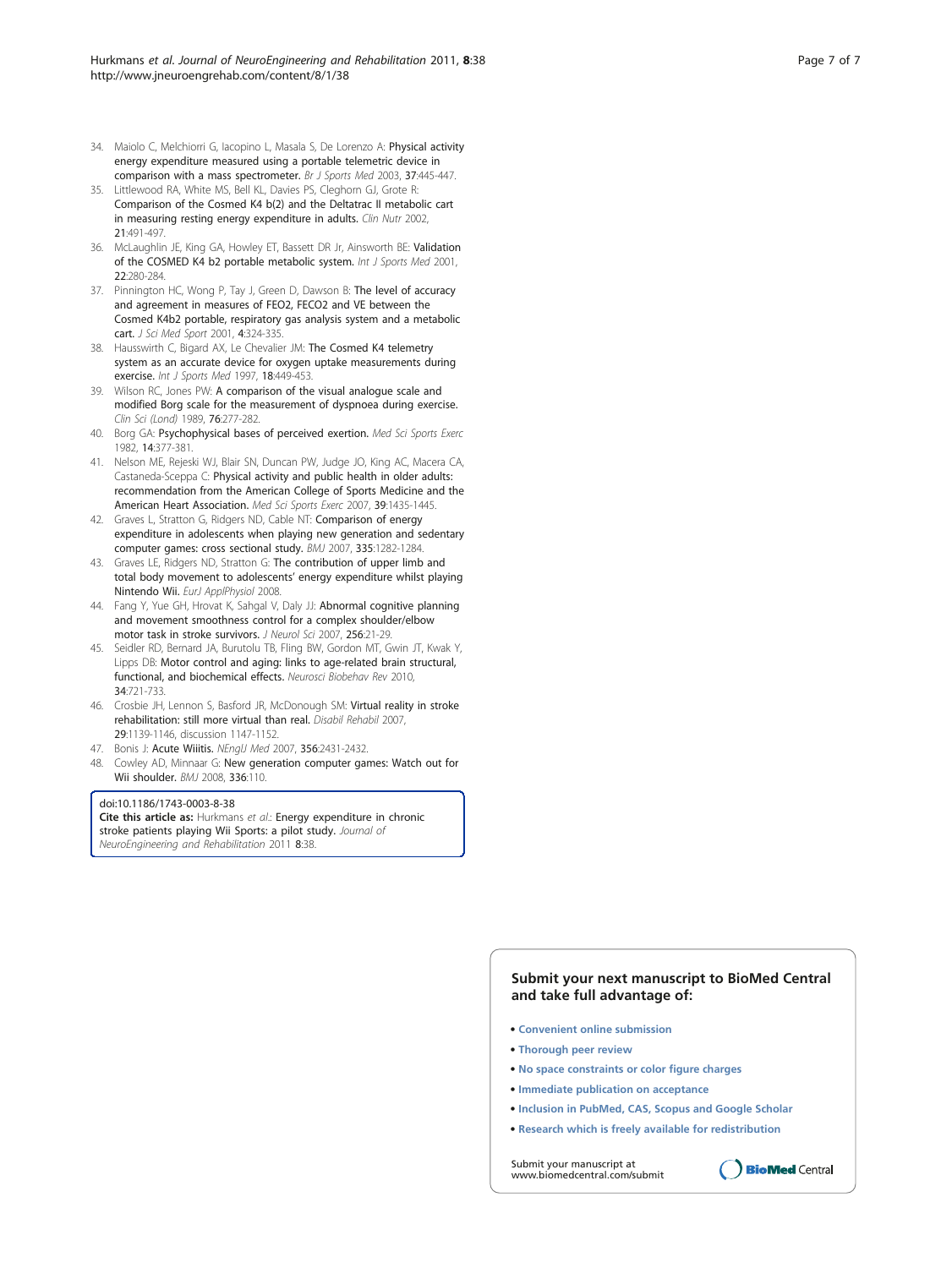34. Maiolo C, Melchiorri G, Iacopino L, Masala S, De Lorenzo A: **Physical activity energy expenditure measured using a portable telemetric device in comparison with a mass spectrometer.** *Br J Sports Med* 2003, **37**:445-447.
35. Littlewood RA, White MS, Bell KL, Davies PS, Cleghorn GJ, Grote R: **Comparison of the Cosmed K4 b(2) and the Deltatrac II metabolic cart in measuring resting energy expenditure in adults.** *Clin Nutr* 2002, **21**:491-497.
36. McLaughlin JE, King GA, Howley ET, Bassett DR Jr, Ainsworth BE: **Validation of the COSMED K4 b2 portable metabolic system.** *Int J Sports Med* 2001, **22**:280-284.
37. Pinnington HC, Wong P, Tay J, Green D, Dawson B: **The level of accuracy and agreement in measures of FEO2, FECO2 and VE between the Cosmed K4b2 portable, respiratory gas analysis system and a metabolic cart.** *J Sci Med Sport* 2001, **4**:324-335.
38. Hausswirth C, Bigard AX, Le Chevalier JM: **The Cosmed K4 telemetry system as an accurate device for oxygen uptake measurements during exercise.** *Int J Sports Med* 1997, **18**:449-453.
39. Wilson RC, Jones PW: **A comparison of the visual analogue scale and modified Borg scale for the measurement of dyspnoea during exercise.** *Clin Sci (Lond)* 1989, **76**:277-282.
40. Borg GA: **Psychophysical bases of perceived exertion.** *Med Sci Sports Exerc* 1982, **14**:377-381.
41. Nelson ME, Rejeski WJ, Blair SN, Duncan PW, Judge JO, King AC, Macera CA, Castaneda-Sceppa C: **Physical activity and public health in older adults: recommendation from the American College of Sports Medicine and the American Heart Association.** *Med Sci Sports Exerc* 2007, **39**:1435-1445.
42. Graves L, Stratton G, Ridgers ND, Cable NT: **Comparison of energy expenditure in adolescents when playing new generation and sedentary computer games: cross sectional study.** *BMJ* 2007, **335**:1282-1284.
43. Graves LE, Ridgers ND, Stratton G: **The contribution of upper limb and total body movement to adolescents' energy expenditure whilst playing Nintendo Wii.** *EurJ ApplPhysiol* 2008.
44. Fang Y, Yue GH, Hrovat K, Sahgal V, Daly JJ: **Abnormal cognitive planning and movement smoothness control for a complex shoulder/elbow motor task in stroke survivors.** *J Neurol Sci* 2007, **256**:21-29.
45. Seidler RD, Bernard JA, Burutolu TB, Fling BW, Gordon MT, Gwin JT, Kwak Y, Lipps DB: **Motor control and aging: links to age-related brain structural, functional, and biochemical effects.** *Neurosci Biobehav Rev* 2010, **34**:721-733.
46. Crosbie JH, Lennon S, Basford JR, McDonough SM: **Virtual reality in stroke rehabilitation: still more virtual than real.** *Disabil Rehabil* 2007, **29**:1139-1146, discussion 1147-1152.
47. Bonis J: **Acute Wiiitis.** *NEnglJ Med* 2007, **356**:2431-2432.
48. Cowley AD, Minnaar G: **New generation computer games: Watch out for Wii shoulder.** *BMJ* 2008, **336**:110.

doi:10.1186/1743-0003-8-38
**Cite this article as:** Hurkmans *et al.*: Energy expenditure in chronic stroke patients playing Wii Sports: a pilot study. *Journal of NeuroEngineering and Rehabilitation* 2011 **8**:38.

**Submit your next manuscript to BioMed Central and take full advantage of:**

- Convenient online submission
- Thorough peer review
- No space constraints or color figure charges
- Immediate publication on acceptance
- Inclusion in PubMed, CAS, Scopus and Google Scholar
- Research which is freely available for redistribution

Submit your manuscript at
www.biomedcentral.com/submit

BioMed Central